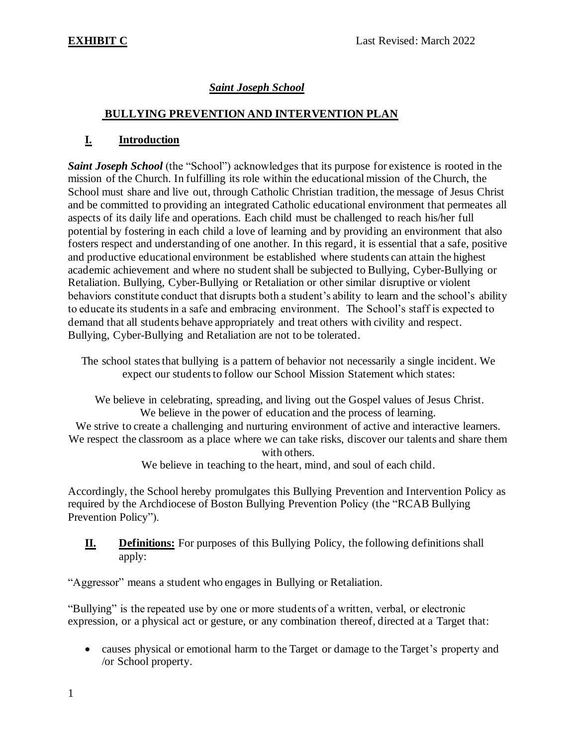**EXHIBIT C** Last Revised: March 2022

# ***Saint Joseph School***

## **BULLYING PREVENTION AND INTERVENTION PLAN**

## **I. Introduction**

***Saint Joseph School*** (the "School") acknowledges that its purpose for existence is rooted in the mission of the Church. In fulfilling its role within the educational mission of the Church, the School must share and live out, through Catholic Christian tradition, the message of Jesus Christ and be committed to providing an integrated Catholic educational environment that permeates all aspects of its daily life and operations. Each child must be challenged to reach his/her full potential by fostering in each child a love of learning and by providing an environment that also fosters respect and understanding of one another. In this regard, it is essential that a safe, positive and productive educational environment be established where students can attain the highest academic achievement and where no student shall be subjected to Bullying, Cyber-Bullying or Retaliation. Bullying, Cyber-Bullying or Retaliation or other similar disruptive or violent behaviors constitute conduct that disrupts both a student's ability to learn and the school's ability to educate its students in a safe and embracing environment. The School's staff is expected to demand that all students behave appropriately and treat others with civility and respect. Bullying, Cyber-Bullying and Retaliation are not to be tolerated.

The school states that bullying is a pattern of behavior not necessarily a single incident. We expect our students to follow our School Mission Statement which states:

We believe in celebrating, spreading, and living out the Gospel values of Jesus Christ.
We believe in the power of education and the process of learning.
We strive to create a challenging and nurturing environment of active and interactive learners.
We respect the classroom as a place where we can take risks, discover our talents and share them with others.
We believe in teaching to the heart, mind, and soul of each child.

Accordingly, the School hereby promulgates this Bullying Prevention and Intervention Policy as required by the Archdiocese of Boston Bullying Prevention Policy (the "RCAB Bullying Prevention Policy").

**II. Definitions:** For purposes of this Bullying Policy, the following definitions shall apply:

"Aggressor" means a student who engages in Bullying or Retaliation.

"Bullying" is the repeated use by one or more students of a written, verbal, or electronic expression, or a physical act or gesture, or any combination thereof, directed at a Target that:

- causes physical or emotional harm to the Target or damage to the Target's property and /or School property.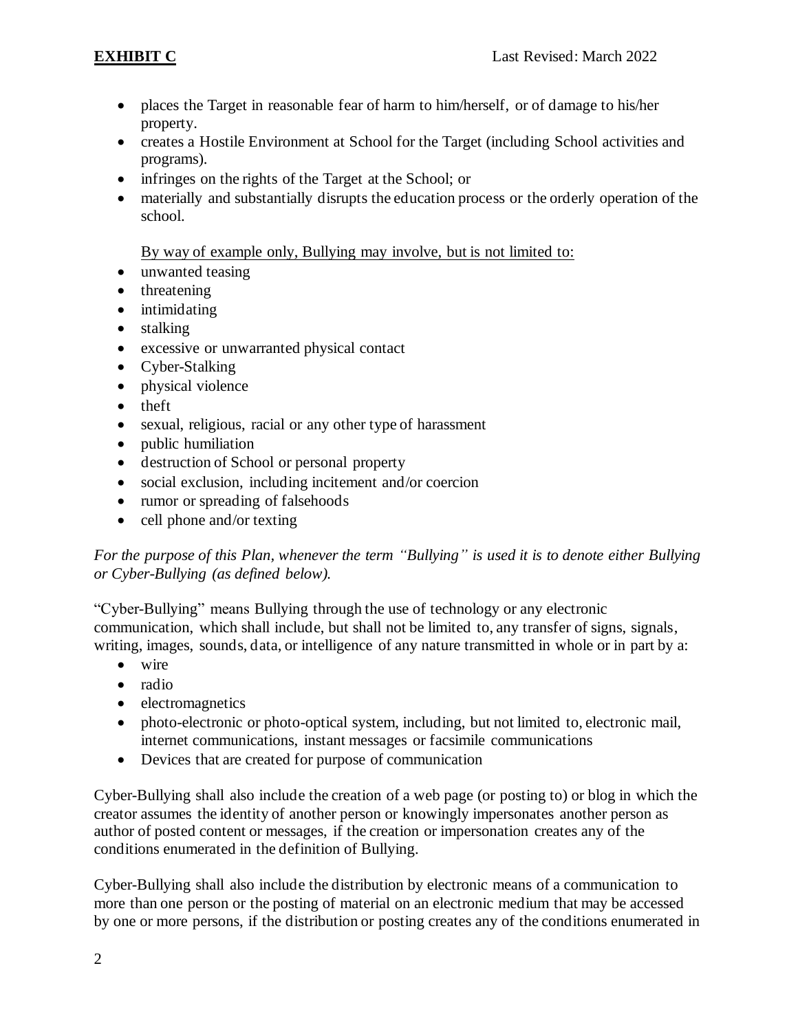- places the Target in reasonable fear of harm to him/herself, or of damage to his/her property.
- creates a Hostile Environment at School for the Target (including School activities and programs).
- infringes on the rights of the Target at the School; or
- materially and substantially disrupts the education process or the orderly operation of the school.

By way of example only, Bullying may involve, but is not limited to:

- unwanted teasing
- threatening
- intimidating
- stalking
- excessive or unwarranted physical contact
- Cyber-Stalking
- physical violence
- theft
- sexual, religious, racial or any other type of harassment
- public humiliation
- destruction of School or personal property
- social exclusion, including incitement and/or coercion
- rumor or spreading of falsehoods
- cell phone and/or texting

*For the purpose of this Plan, whenever the term "Bullying" is used it is to denote either Bullying or Cyber-Bullying (as defined below).*

"Cyber-Bullying" means Bullying through the use of technology or any electronic communication, which shall include, but shall not be limited to, any transfer of signs, signals, writing, images, sounds, data, or intelligence of any nature transmitted in whole or in part by a:

- wire
- radio
- electromagnetics
- photo-electronic or photo-optical system, including, but not limited to, electronic mail, internet communications, instant messages or facsimile communications
- Devices that are created for purpose of communication

Cyber-Bullying shall also include the creation of a web page (or posting to) or blog in which the creator assumes the identity of another person or knowingly impersonates another person as author of posted content or messages, if the creation or impersonation creates any of the conditions enumerated in the definition of Bullying.

Cyber-Bullying shall also include the distribution by electronic means of a communication to more than one person or the posting of material on an electronic medium that may be accessed by one or more persons, if the distribution or posting creates any of the conditions enumerated in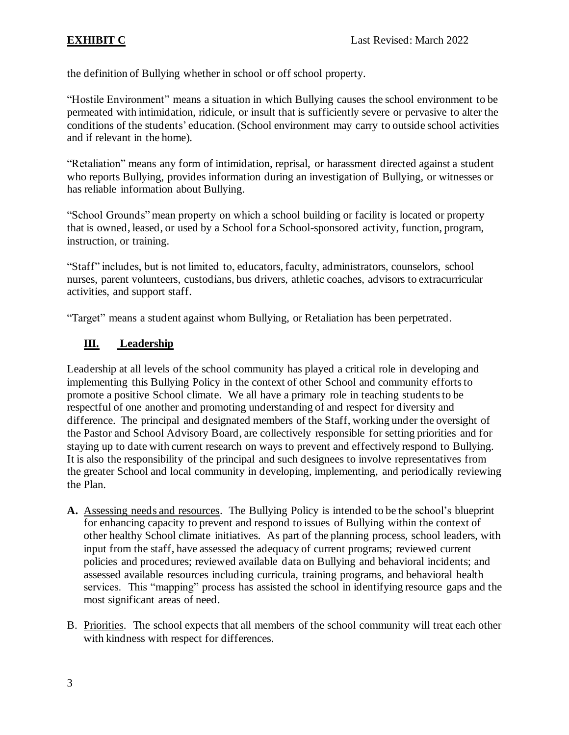the definition of Bullying whether in school or off school property.

"Hostile Environment" means a situation in which Bullying causes the school environment to be permeated with intimidation, ridicule, or insult that is sufficiently severe or pervasive to alter the conditions of the students' education. (School environment may carry to outside school activities and if relevant in the home).

"Retaliation" means any form of intimidation, reprisal, or harassment directed against a student who reports Bullying, provides information during an investigation of Bullying, or witnesses or has reliable information about Bullying.

"School Grounds" mean property on which a school building or facility is located or property that is owned, leased, or used by a School for a School-sponsored activity, function, program, instruction, or training.

"Staff" includes, but is not limited to, educators, faculty, administrators, counselors, school nurses, parent volunteers, custodians, bus drivers, athletic coaches, advisors to extracurricular activities, and support staff.

"Target" means a student against whom Bullying, or Retaliation has been perpetrated.

## III. Leadership

Leadership at all levels of the school community has played a critical role in developing and implementing this Bullying Policy in the context of other School and community efforts to promote a positive School climate. We all have a primary role in teaching students to be respectful of one another and promoting understanding of and respect for diversity and difference. The principal and designated members of the Staff, working under the oversight of the Pastor and School Advisory Board, are collectively responsible for setting priorities and for staying up to date with current research on ways to prevent and effectively respond to Bullying. It is also the responsibility of the principal and such designees to involve representatives from the greater School and local community in developing, implementing, and periodically reviewing the Plan.

**A.** Assessing needs and resources. The Bullying Policy is intended to be the school's blueprint for enhancing capacity to prevent and respond to issues of Bullying within the context of other healthy School climate initiatives. As part of the planning process, school leaders, with input from the staff, have assessed the adequacy of current programs; reviewed current policies and procedures; reviewed available data on Bullying and behavioral incidents; and assessed available resources including curricula, training programs, and behavioral health services. This "mapping" process has assisted the school in identifying resource gaps and the most significant areas of need.

B. Priorities. The school expects that all members of the school community will treat each other with kindness with respect for differences.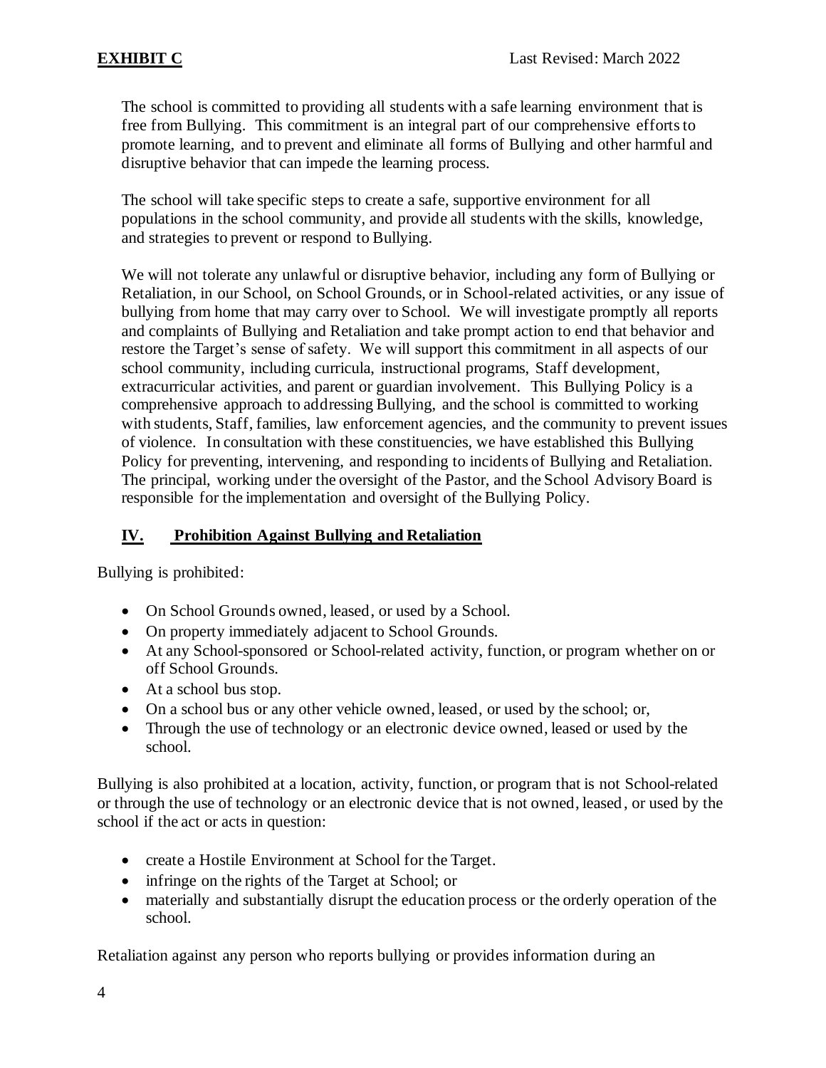The school is committed to providing all students with a safe learning environment that is free from Bullying. This commitment is an integral part of our comprehensive efforts to promote learning, and to prevent and eliminate all forms of Bullying and other harmful and disruptive behavior that can impede the learning process.

The school will take specific steps to create a safe, supportive environment for all populations in the school community, and provide all students with the skills, knowledge, and strategies to prevent or respond to Bullying.

We will not tolerate any unlawful or disruptive behavior, including any form of Bullying or Retaliation, in our School, on School Grounds, or in School-related activities, or any issue of bullying from home that may carry over to School. We will investigate promptly all reports and complaints of Bullying and Retaliation and take prompt action to end that behavior and restore the Target's sense of safety. We will support this commitment in all aspects of our school community, including curricula, instructional programs, Staff development, extracurricular activities, and parent or guardian involvement. This Bullying Policy is a comprehensive approach to addressing Bullying, and the school is committed to working with students, Staff, families, law enforcement agencies, and the community to prevent issues of violence. In consultation with these constituencies, we have established this Bullying Policy for preventing, intervening, and responding to incidents of Bullying and Retaliation. The principal, working under the oversight of the Pastor, and the School Advisory Board is responsible for the implementation and oversight of the Bullying Policy.

## IV. Prohibition Against Bullying and Retaliation

Bullying is prohibited:

- On School Grounds owned, leased, or used by a School.
- On property immediately adjacent to School Grounds.
- At any School-sponsored or School-related activity, function, or program whether on or off School Grounds.
- At a school bus stop.
- On a school bus or any other vehicle owned, leased, or used by the school; or,
- Through the use of technology or an electronic device owned, leased or used by the school.

Bullying is also prohibited at a location, activity, function, or program that is not School-related or through the use of technology or an electronic device that is not owned, leased, or used by the school if the act or acts in question:

- create a Hostile Environment at School for the Target.
- infringe on the rights of the Target at School; or
- materially and substantially disrupt the education process or the orderly operation of the school.

Retaliation against any person who reports bullying or provides information during an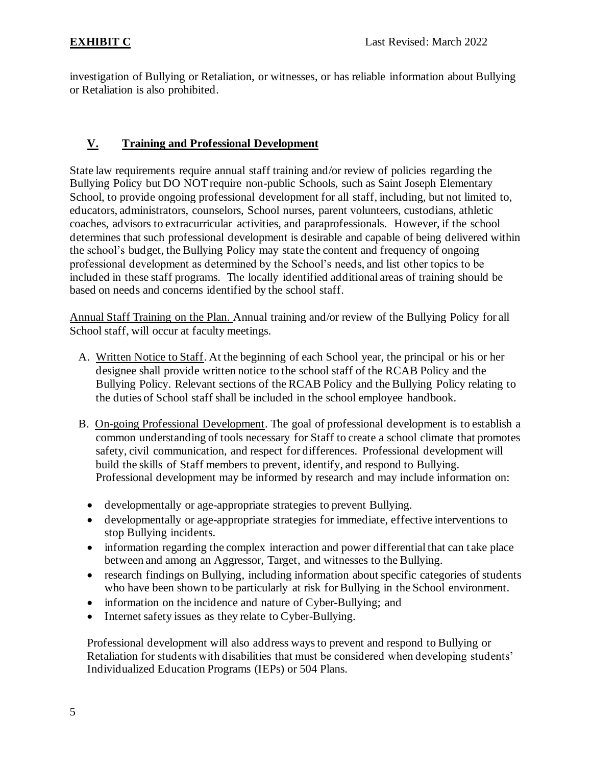investigation of Bullying or Retaliation, or witnesses, or has reliable information about Bullying or Retaliation is also prohibited.

## V. Training and Professional Development

State law requirements require annual staff training and/or review of policies regarding the Bullying Policy but DO NOT require non-public Schools, such as Saint Joseph Elementary School, to provide ongoing professional development for all staff, including, but not limited to, educators, administrators, counselors, School nurses, parent volunteers, custodians, athletic coaches, advisors to extracurricular activities, and paraprofessionals. However, if the school determines that such professional development is desirable and capable of being delivered within the school's budget, the Bullying Policy may state the content and frequency of ongoing professional development as determined by the School's needs, and list other topics to be included in these staff programs. The locally identified additional areas of training should be based on needs and concerns identified by the school staff.

Annual Staff Training on the Plan. Annual training and/or review of the Bullying Policy for all School staff, will occur at faculty meetings.

A. Written Notice to Staff. At the beginning of each School year, the principal or his or her designee shall provide written notice to the school staff of the RCAB Policy and the Bullying Policy. Relevant sections of the RCAB Policy and the Bullying Policy relating to the duties of School staff shall be included in the school employee handbook.

B. On-going Professional Development. The goal of professional development is to establish a common understanding of tools necessary for Staff to create a school climate that promotes safety, civil communication, and respect for differences. Professional development will build the skills of Staff members to prevent, identify, and respond to Bullying. Professional development may be informed by research and may include information on:

- developmentally or age-appropriate strategies to prevent Bullying.
- developmentally or age-appropriate strategies for immediate, effective interventions to stop Bullying incidents.
- information regarding the complex interaction and power differential that can take place between and among an Aggressor, Target, and witnesses to the Bullying.
- research findings on Bullying, including information about specific categories of students who have been shown to be particularly at risk for Bullying in the School environment.
- information on the incidence and nature of Cyber-Bullying; and
- Internet safety issues as they relate to Cyber-Bullying.

Professional development will also address ways to prevent and respond to Bullying or Retaliation for students with disabilities that must be considered when developing students' Individualized Education Programs (IEPs) or 504 Plans.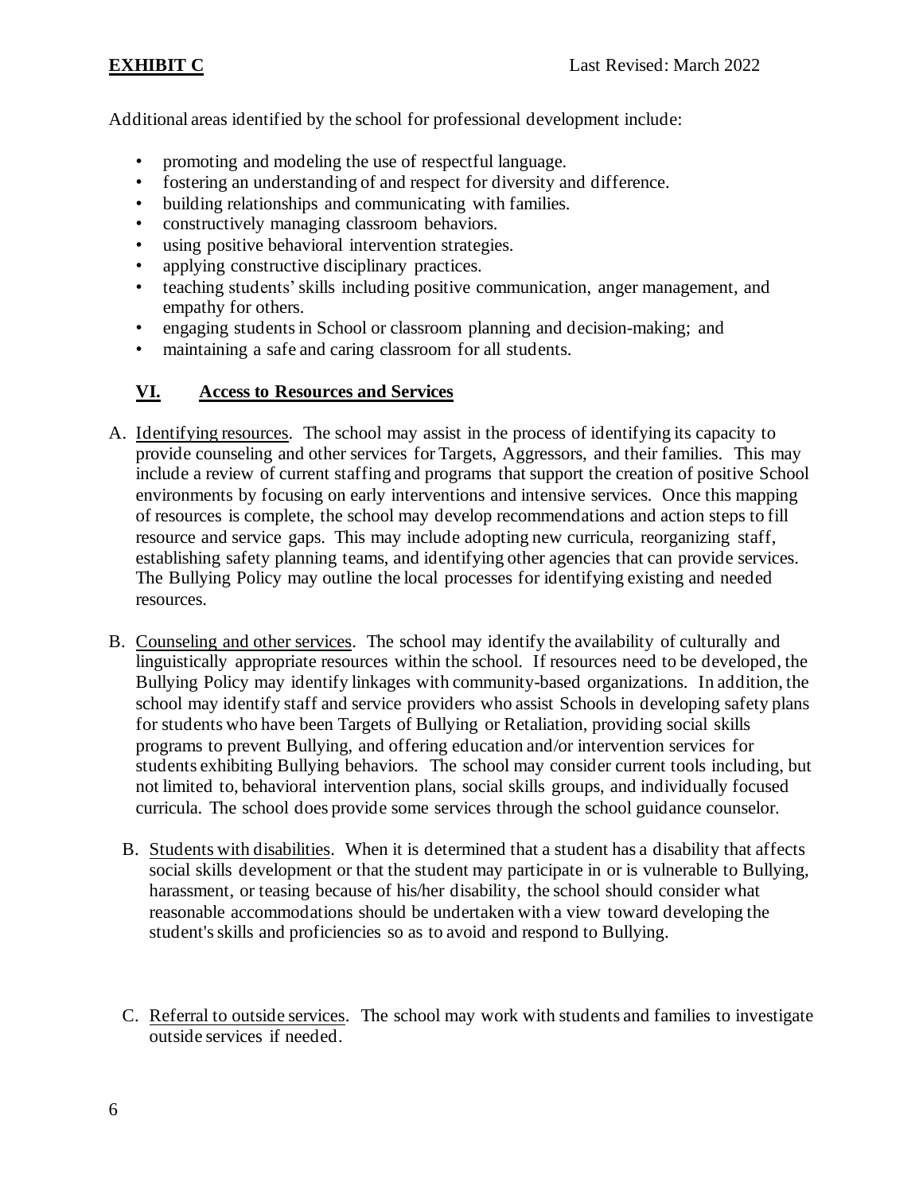Additional areas identified by the school for professional development include:

- promoting and modeling the use of respectful language.
- fostering an understanding of and respect for diversity and difference.
- building relationships and communicating with families.
- constructively managing classroom behaviors.
- using positive behavioral intervention strategies.
- applying constructive disciplinary practices.
- teaching students' skills including positive communication, anger management, and empathy for others.
- engaging students in School or classroom planning and decision-making; and
- maintaining a safe and caring classroom for all students.

## VI. Access to Resources and Services

A. Identifying resources. The school may assist in the process of identifying its capacity to provide counseling and other services for Targets, Aggressors, and their families. This may include a review of current staffing and programs that support the creation of positive School environments by focusing on early interventions and intensive services. Once this mapping of resources is complete, the school may develop recommendations and action steps to fill resource and service gaps. This may include adopting new curricula, reorganizing staff, establishing safety planning teams, and identifying other agencies that can provide services. The Bullying Policy may outline the local processes for identifying existing and needed resources.

B. Counseling and other services. The school may identify the availability of culturally and linguistically appropriate resources within the school. If resources need to be developed, the Bullying Policy may identify linkages with community-based organizations. In addition, the school may identify staff and service providers who assist Schools in developing safety plans for students who have been Targets of Bullying or Retaliation, providing social skills programs to prevent Bullying, and offering education and/or intervention services for students exhibiting Bullying behaviors. The school may consider current tools including, but not limited to, behavioral intervention plans, social skills groups, and individually focused curricula. The school does provide some services through the school guidance counselor.

B. Students with disabilities. When it is determined that a student has a disability that affects social skills development or that the student may participate in or is vulnerable to Bullying, harassment, or teasing because of his/her disability, the school should consider what reasonable accommodations should be undertaken with a view toward developing the student's skills and proficiencies so as to avoid and respond to Bullying.

C. Referral to outside services. The school may work with students and families to investigate outside services if needed.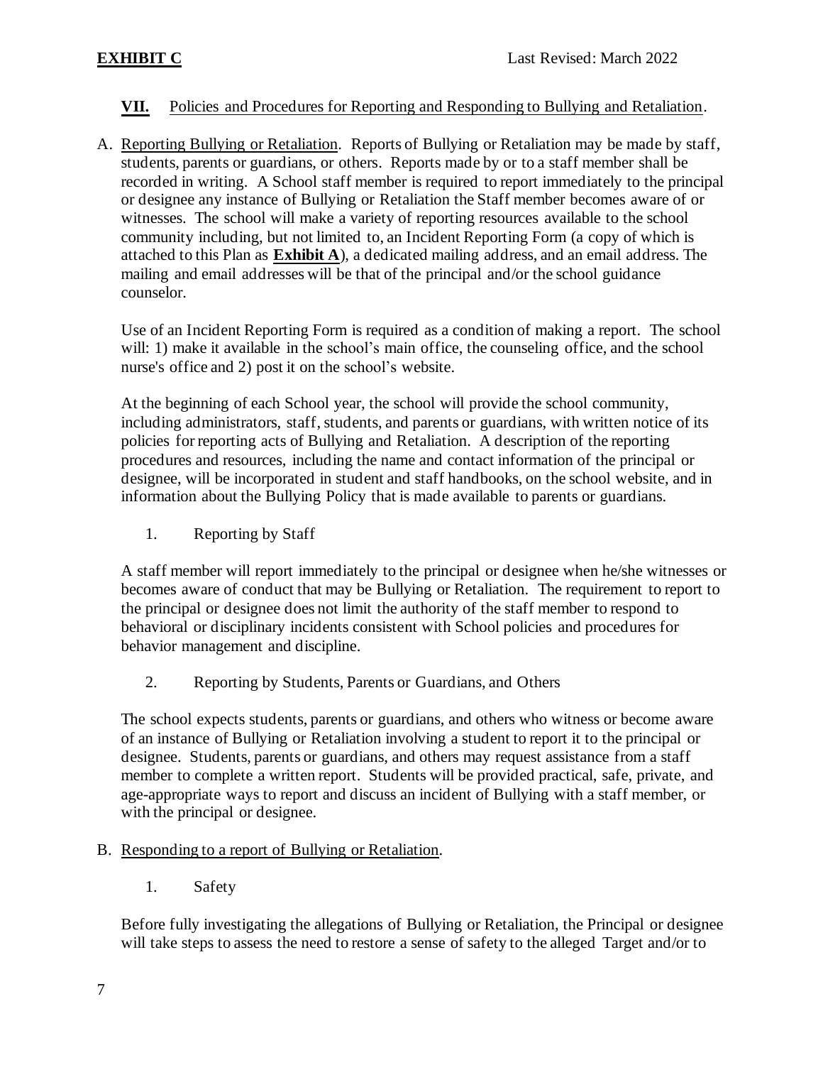**EXHIBIT C** Last Revised: March 2022

**VII.** Policies and Procedures for Reporting and Responding to Bullying and Retaliation.

A. Reporting Bullying or Retaliation. Reports of Bullying or Retaliation may be made by staff, students, parents or guardians, or others. Reports made by or to a staff member shall be recorded in writing. A School staff member is required to report immediately to the principal or designee any instance of Bullying or Retaliation the Staff member becomes aware of or witnesses. The school will make a variety of reporting resources available to the school community including, but not limited to, an Incident Reporting Form (a copy of which is attached to this Plan as **Exhibit A**), a dedicated mailing address, and an email address. The mailing and email addresses will be that of the principal and/or the school guidance counselor.

Use of an Incident Reporting Form is required as a condition of making a report. The school will: 1) make it available in the school's main office, the counseling office, and the school nurse's office and 2) post it on the school's website.

At the beginning of each School year, the school will provide the school community, including administrators, staff, students, and parents or guardians, with written notice of its policies for reporting acts of Bullying and Retaliation. A description of the reporting procedures and resources, including the name and contact information of the principal or designee, will be incorporated in student and staff handbooks, on the school website, and in information about the Bullying Policy that is made available to parents or guardians.

1. Reporting by Staff

A staff member will report immediately to the principal or designee when he/she witnesses or becomes aware of conduct that may be Bullying or Retaliation. The requirement to report to the principal or designee does not limit the authority of the staff member to respond to behavioral or disciplinary incidents consistent with School policies and procedures for behavior management and discipline.

2. Reporting by Students, Parents or Guardians, and Others

The school expects students, parents or guardians, and others who witness or become aware of an instance of Bullying or Retaliation involving a student to report it to the principal or designee. Students, parents or guardians, and others may request assistance from a staff member to complete a written report. Students will be provided practical, safe, private, and age-appropriate ways to report and discuss an incident of Bullying with a staff member, or with the principal or designee.

B. Responding to a report of Bullying or Retaliation.

1. Safety

Before fully investigating the allegations of Bullying or Retaliation, the Principal or designee will take steps to assess the need to restore a sense of safety to the alleged Target and/or to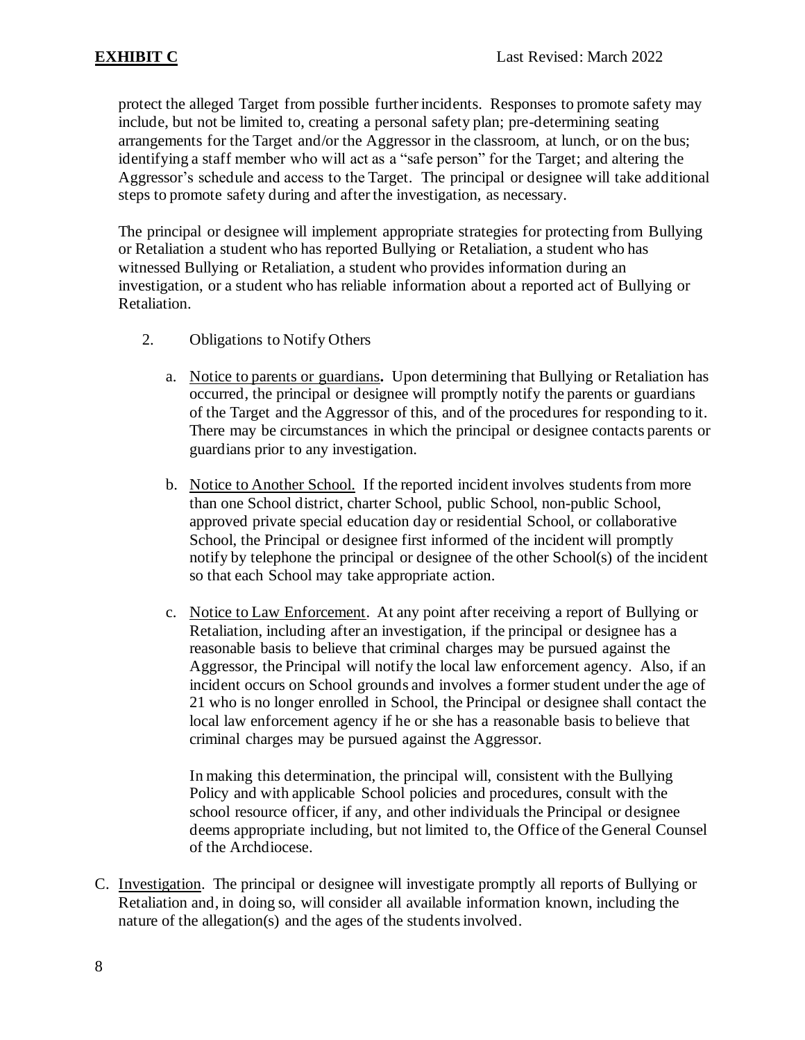protect the alleged Target from possible further incidents. Responses to promote safety may include, but not be limited to, creating a personal safety plan; pre-determining seating arrangements for the Target and/or the Aggressor in the classroom, at lunch, or on the bus; identifying a staff member who will act as a "safe person" for the Target; and altering the Aggressor's schedule and access to the Target. The principal or designee will take additional steps to promote safety during and after the investigation, as necessary.

The principal or designee will implement appropriate strategies for protecting from Bullying or Retaliation a student who has reported Bullying or Retaliation, a student who has witnessed Bullying or Retaliation, a student who provides information during an investigation, or a student who has reliable information about a reported act of Bullying or Retaliation.

2. Obligations to Notify Others

   a. Notice to parents or guardians**.** Upon determining that Bullying or Retaliation has occurred, the principal or designee will promptly notify the parents or guardians of the Target and the Aggressor of this, and of the procedures for responding to it. There may be circumstances in which the principal or designee contacts parents or guardians prior to any investigation.

   b. Notice to Another School. If the reported incident involves students from more than one School district, charter School, public School, non-public School, approved private special education day or residential School, or collaborative School, the Principal or designee first informed of the incident will promptly notify by telephone the principal or designee of the other School(s) of the incident so that each School may take appropriate action.

   c. Notice to Law Enforcement. At any point after receiving a report of Bullying or Retaliation, including after an investigation, if the principal or designee has a reasonable basis to believe that criminal charges may be pursued against the Aggressor, the Principal will notify the local law enforcement agency. Also, if an incident occurs on School grounds and involves a former student under the age of 21 who is no longer enrolled in School, the Principal or designee shall contact the local law enforcement agency if he or she has a reasonable basis to believe that criminal charges may be pursued against the Aggressor.

      In making this determination, the principal will, consistent with the Bullying Policy and with applicable School policies and procedures, consult with the school resource officer, if any, and other individuals the Principal or designee deems appropriate including, but not limited to, the Office of the General Counsel of the Archdiocese.

C. Investigation. The principal or designee will investigate promptly all reports of Bullying or Retaliation and, in doing so, will consider all available information known, including the nature of the allegation(s) and the ages of the students involved.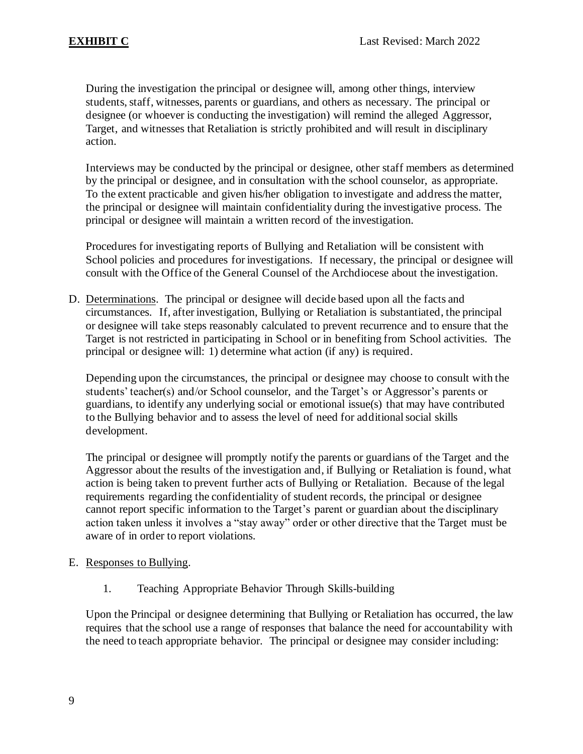During the investigation the principal or designee will, among other things, interview students, staff, witnesses, parents or guardians, and others as necessary. The principal or designee (or whoever is conducting the investigation) will remind the alleged Aggressor, Target, and witnesses that Retaliation is strictly prohibited and will result in disciplinary action.

Interviews may be conducted by the principal or designee, other staff members as determined by the principal or designee, and in consultation with the school counselor, as appropriate. To the extent practicable and given his/her obligation to investigate and address the matter, the principal or designee will maintain confidentiality during the investigative process. The principal or designee will maintain a written record of the investigation.

Procedures for investigating reports of Bullying and Retaliation will be consistent with School policies and procedures for investigations. If necessary, the principal or designee will consult with the Office of the General Counsel of the Archdiocese about the investigation.

D. <u>Determinations</u>. The principal or designee will decide based upon all the facts and circumstances. If, after investigation, Bullying or Retaliation is substantiated, the principal or designee will take steps reasonably calculated to prevent recurrence and to ensure that the Target is not restricted in participating in School or in benefiting from School activities. The principal or designee will: 1) determine what action (if any) is required.

Depending upon the circumstances, the principal or designee may choose to consult with the students' teacher(s) and/or School counselor, and the Target's or Aggressor's parents or guardians, to identify any underlying social or emotional issue(s) that may have contributed to the Bullying behavior and to assess the level of need for additional social skills development.

The principal or designee will promptly notify the parents or guardians of the Target and the Aggressor about the results of the investigation and, if Bullying or Retaliation is found, what action is being taken to prevent further acts of Bullying or Retaliation. Because of the legal requirements regarding the confidentiality of student records, the principal or designee cannot report specific information to the Target's parent or guardian about the disciplinary action taken unless it involves a "stay away" order or other directive that the Target must be aware of in order to report violations.

E. <u>Responses to Bullying</u>.

1. Teaching Appropriate Behavior Through Skills-building

Upon the Principal or designee determining that Bullying or Retaliation has occurred, the law requires that the school use a range of responses that balance the need for accountability with the need to teach appropriate behavior. The principal or designee may consider including: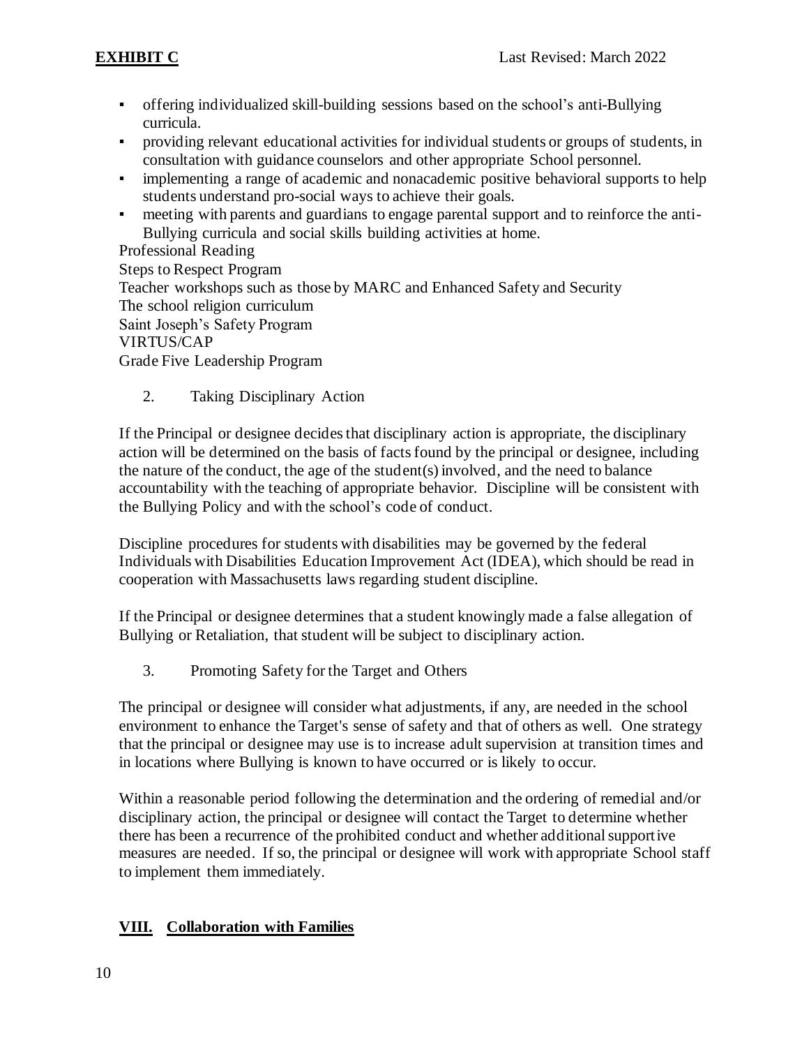- offering individualized skill-building sessions based on the school's anti-Bullying curricula.
- providing relevant educational activities for individual students or groups of students, in consultation with guidance counselors and other appropriate School personnel.
- implementing a range of academic and nonacademic positive behavioral supports to help students understand pro-social ways to achieve their goals.
- meeting with parents and guardians to engage parental support and to reinforce the anti-Bullying curricula and social skills building activities at home.

Professional Reading
Steps to Respect Program
Teacher workshops such as those by MARC and Enhanced Safety and Security
The school religion curriculum
Saint Joseph's Safety Program
VIRTUS/CAP
Grade Five Leadership Program

2. Taking Disciplinary Action

If the Principal or designee decides that disciplinary action is appropriate, the disciplinary action will be determined on the basis of facts found by the principal or designee, including the nature of the conduct, the age of the student(s) involved, and the need to balance accountability with the teaching of appropriate behavior. Discipline will be consistent with the Bullying Policy and with the school's code of conduct.

Discipline procedures for students with disabilities may be governed by the federal Individuals with Disabilities Education Improvement Act (IDEA), which should be read in cooperation with Massachusetts laws regarding student discipline.

If the Principal or designee determines that a student knowingly made a false allegation of Bullying or Retaliation, that student will be subject to disciplinary action.

3. Promoting Safety for the Target and Others

The principal or designee will consider what adjustments, if any, are needed in the school environment to enhance the Target's sense of safety and that of others as well. One strategy that the principal or designee may use is to increase adult supervision at transition times and in locations where Bullying is known to have occurred or is likely to occur.

Within a reasonable period following the determination and the ordering of remedial and/or disciplinary action, the principal or designee will contact the Target to determine whether there has been a recurrence of the prohibited conduct and whether additional supportive measures are needed. If so, the principal or designee will work with appropriate School staff to implement them immediately.

## <u>VIII. Collaboration with Families</u>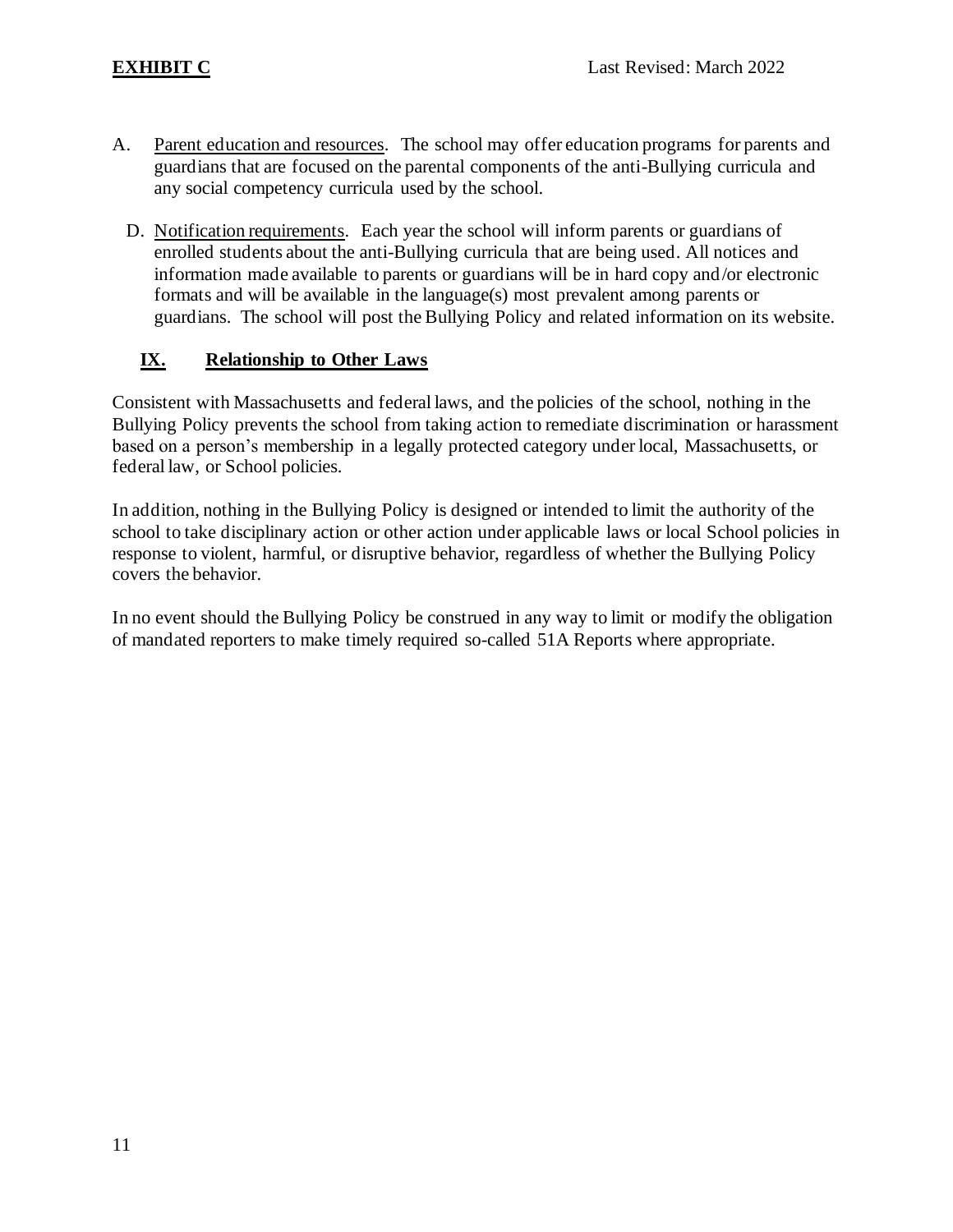A. Parent education and resources. The school may offer education programs for parents and guardians that are focused on the parental components of the anti-Bullying curricula and any social competency curricula used by the school.

D. Notification requirements. Each year the school will inform parents or guardians of enrolled students about the anti-Bullying curricula that are being used. All notices and information made available to parents or guardians will be in hard copy and/or electronic formats and will be available in the language(s) most prevalent among parents or guardians. The school will post the Bullying Policy and related information on its website.

## IX. Relationship to Other Laws

Consistent with Massachusetts and federal laws, and the policies of the school, nothing in the Bullying Policy prevents the school from taking action to remediate discrimination or harassment based on a person's membership in a legally protected category under local, Massachusetts, or federal law, or School policies.

In addition, nothing in the Bullying Policy is designed or intended to limit the authority of the school to take disciplinary action or other action under applicable laws or local School policies in response to violent, harmful, or disruptive behavior, regardless of whether the Bullying Policy covers the behavior.

In no event should the Bullying Policy be construed in any way to limit or modify the obligation of mandated reporters to make timely required so-called 51A Reports where appropriate.